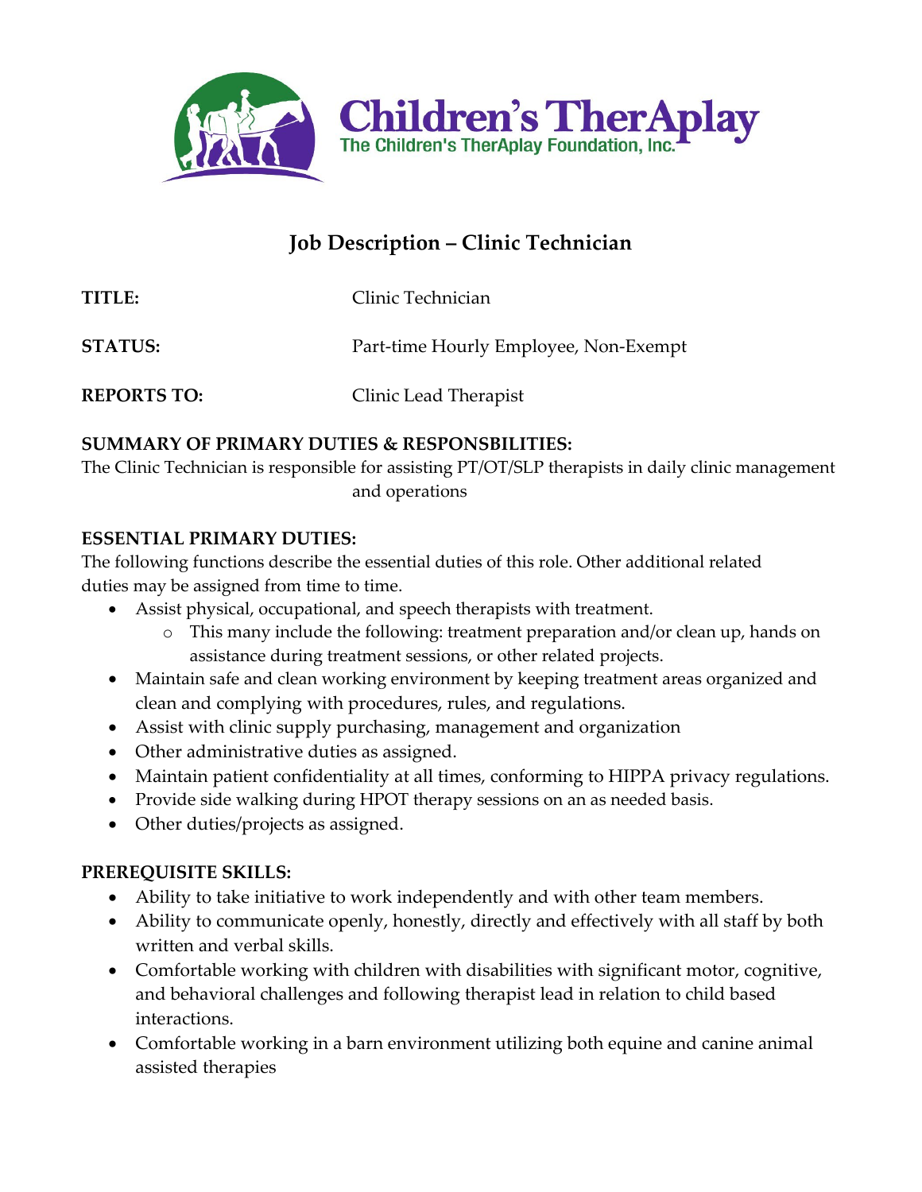Children's TherAplay

The Children's TherAplay Foundation, Inc.

# Job Description – Clinic Technician

| | |
|---|---|
| **TITLE:** | Clinic Technician |
| **STATUS:** | Part-time Hourly Employee, Non-Exempt |
| **REPORTS TO:** | Clinic Lead Therapist |

**SUMMARY OF PRIMARY DUTIES & RESPONSBILITIES:**

The Clinic Technician is responsible for assisting PT/OT/SLP therapists in daily clinic management and operations

**ESSENTIAL PRIMARY DUTIES:**

The following functions describe the essential duties of this role. Other additional related duties may be assigned from time to time.

- Assist physical, occupational, and speech therapists with treatment.
  - This many include the following: treatment preparation and/or clean up, hands on assistance during treatment sessions, or other related projects.
- Maintain safe and clean working environment by keeping treatment areas organized and clean and complying with procedures, rules, and regulations.
- Assist with clinic supply purchasing, management and organization
- Other administrative duties as assigned.
- Maintain patient confidentiality at all times, conforming to HIPPA privacy regulations.
- Provide side walking during HPOT therapy sessions on an as needed basis.
- Other duties/projects as assigned.

**PREREQUISITE SKILLS:**

- Ability to take initiative to work independently and with other team members.
- Ability to communicate openly, honestly, directly and effectively with all staff by both written and verbal skills.
- Comfortable working with children with disabilities with significant motor, cognitive, and behavioral challenges and following therapist lead in relation to child based interactions.
- Comfortable working in a barn environment utilizing both equine and canine animal assisted therapies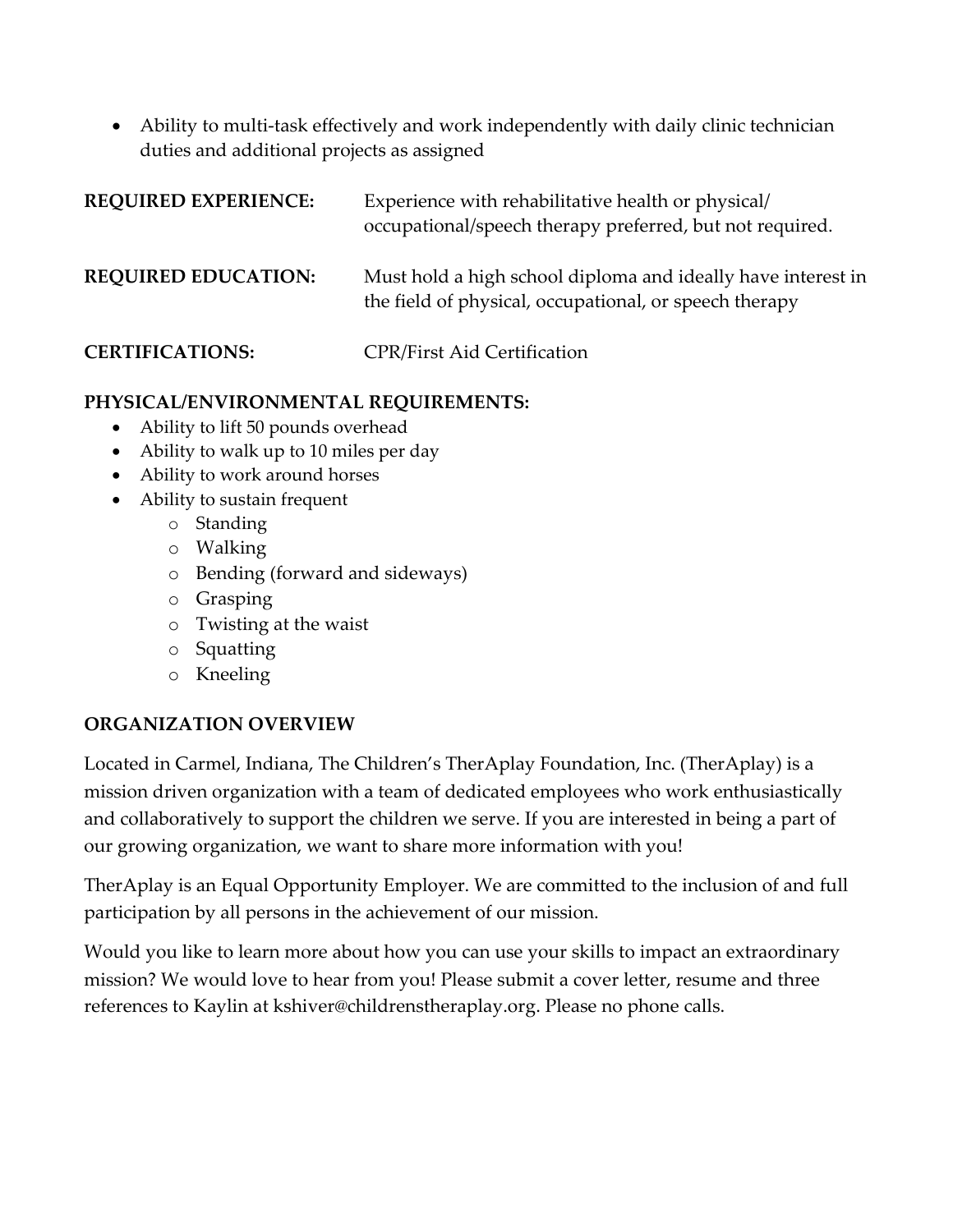- Ability to multi-task effectively and work independently with daily clinic technician duties and additional projects as assigned

| | |
|---|---|
| **REQUIRED EXPERIENCE:** | Experience with rehabilitative health or physical/ occupational/speech therapy preferred, but not required. |
| **REQUIRED EDUCATION:** | Must hold a high school diploma and ideally have interest in the field of physical, occupational, or speech therapy |
| **CERTIFICATIONS:** | CPR/First Aid Certification |

**PHYSICAL/ENVIRONMENTAL REQUIREMENTS:**

- Ability to lift 50 pounds overhead
- Ability to walk up to 10 miles per day
- Ability to work around horses
- Ability to sustain frequent
  - Standing
  - Walking
  - Bending (forward and sideways)
  - Grasping
  - Twisting at the waist
  - Squatting
  - Kneeling

**ORGANIZATION OVERVIEW**

Located in Carmel, Indiana, The Children's TherAplay Foundation, Inc. (TherAplay) is a mission driven organization with a team of dedicated employees who work enthusiastically and collaboratively to support the children we serve. If you are interested in being a part of our growing organization, we want to share more information with you!

TherAplay is an Equal Opportunity Employer. We are committed to the inclusion of and full participation by all persons in the achievement of our mission.

Would you like to learn more about how you can use your skills to impact an extraordinary mission? We would love to hear from you! Please submit a cover letter, resume and three references to Kaylin at kshiver@childrenstheraplay.org. Please no phone calls.